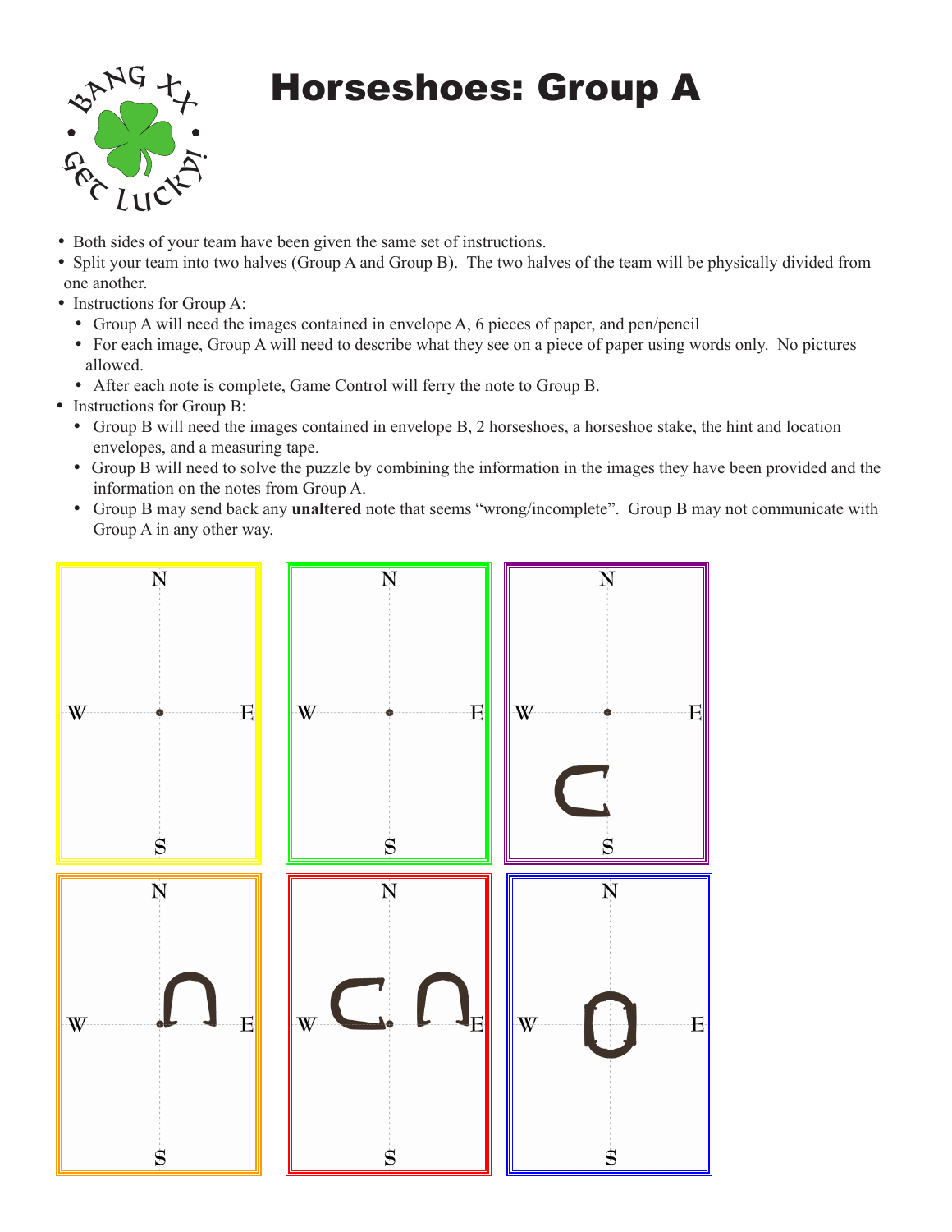# Horseshoes: Group A

- Both sides of your team have been given the same set of instructions.
- Split your team into two halves (Group A and Group B). The two halves of the team will be physically divided from one another.
- Instructions for Group A:
  - Group A will need the images contained in envelope A, 6 pieces of paper, and pen/pencil
  - For each image, Group A will need to describe what they see on a piece of paper using words only. No pictures allowed.
  - After each note is complete, Game Control will ferry the note to Group B.
- Instructions for Group B:
  - Group B will need the images contained in envelope B, 2 horseshoes, a horseshoe stake, the hint and location envelopes, and a measuring tape.
  - Group B will need to solve the puzzle by combining the information in the images they have been provided and the information on the notes from Group A.
  - Group B may send back any **unaltered** note that seems "wrong/incomplete". Group B may not communicate with Group A in any other way.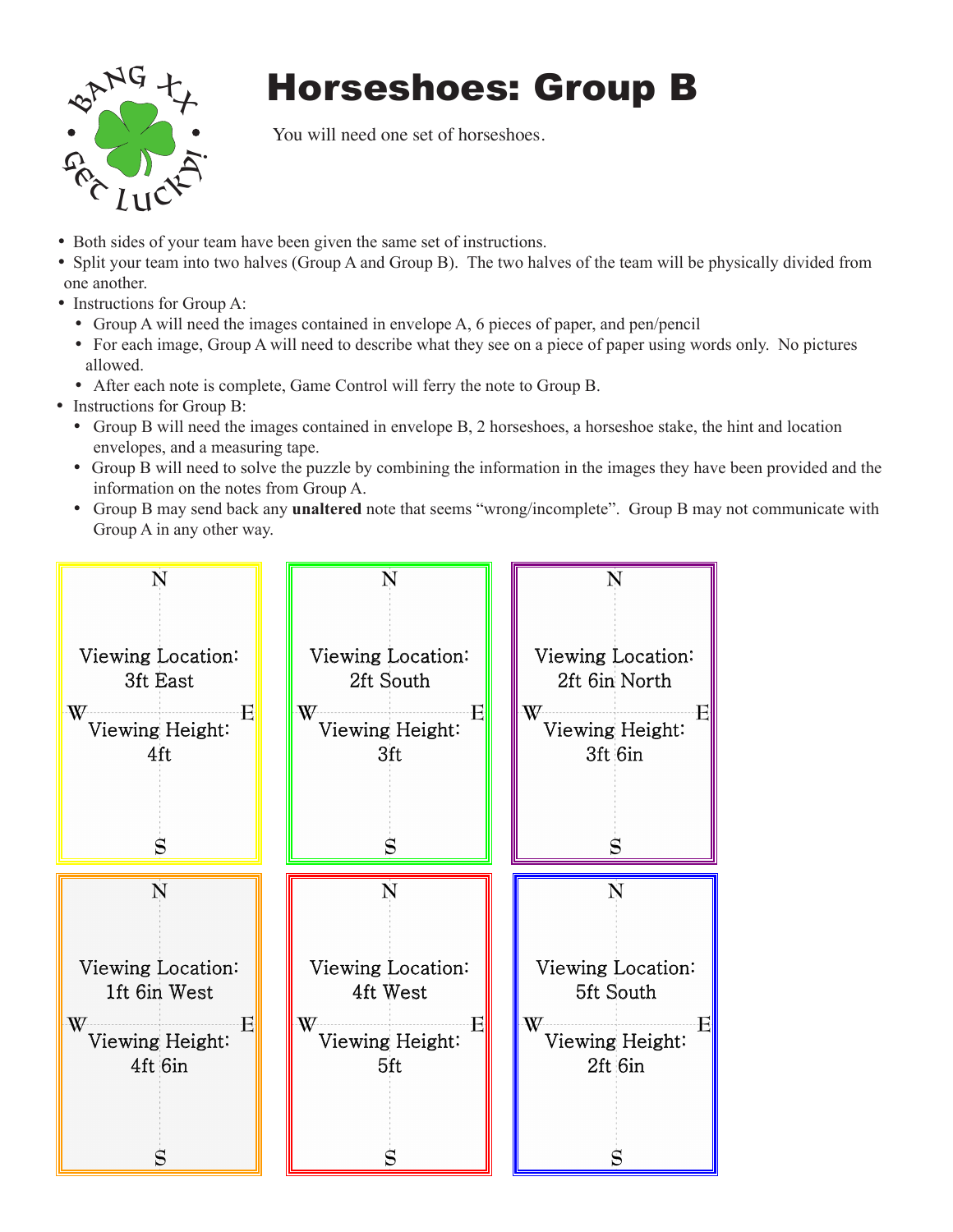# Horseshoes: Group B

You will need one set of horseshoes.

- Both sides of your team have been given the same set of instructions.
- Split your team into two halves (Group A and Group B). The two halves of the team will be physically divided from one another.
- Instructions for Group A:
  - Group A will need the images contained in envelope A, 6 pieces of paper, and pen/pencil
  - For each image, Group A will need to describe what they see on a piece of paper using words only. No pictures allowed.
  - After each note is complete, Game Control will ferry the note to Group B.
- Instructions for Group B:
  - Group B will need the images contained in envelope B, 2 horseshoes, a horseshoe stake, the hint and location envelopes, and a measuring tape.
  - Group B will need to solve the puzzle by combining the information in the images they have been provided and the information on the notes from Group A.
  - Group B may send back any **unaltered** note that seems "wrong/incomplete". Group B may not communicate with Group A in any other way.

N
Viewing Location:
3ft East
W E
Viewing Height:
4ft
S

N
Viewing Location:
2ft South
W E
Viewing Height:
3ft
S

N
Viewing Location:
2ft 6in North
W E
Viewing Height:
3ft 6in
S

N
Viewing Location:
1ft 6in West
W E
Viewing Height:
4ft 6in
S

N
Viewing Location:
4ft West
W E
Viewing Height:
5ft
S

N
Viewing Location:
5ft South
W E
Viewing Height:
2ft 6in
S